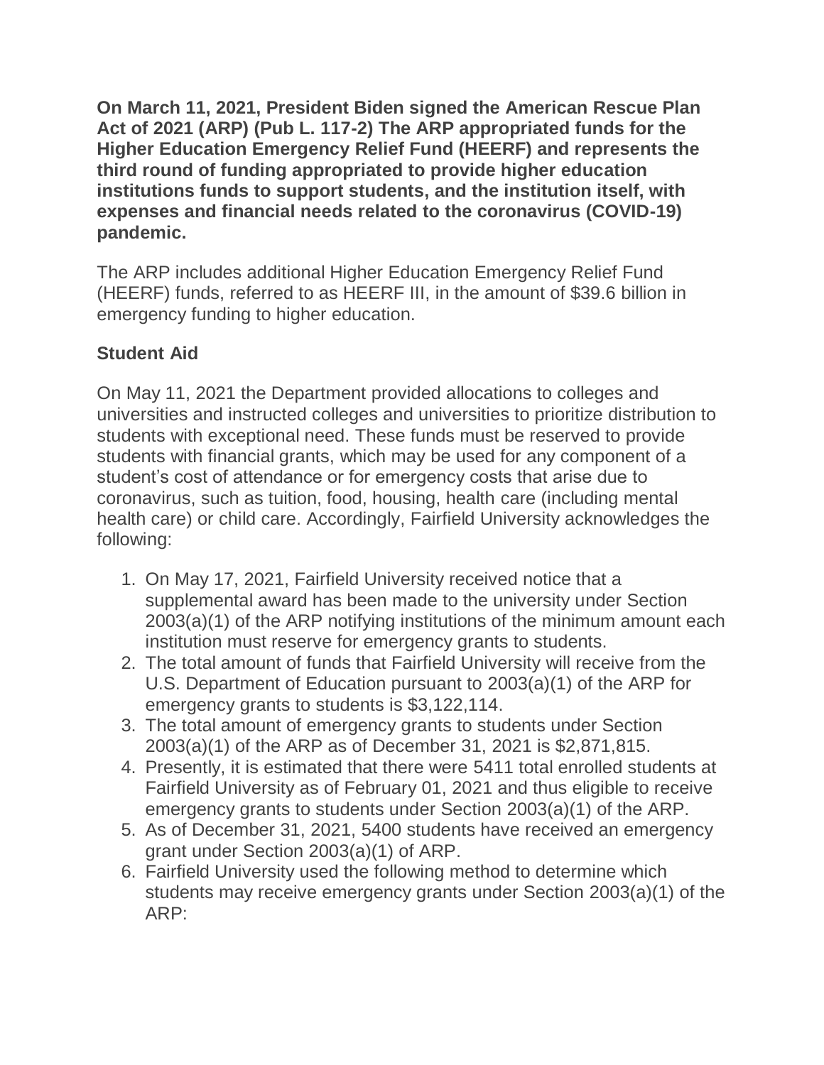**On March 11, 2021, President Biden signed the American Rescue Plan Act of 2021 (ARP) (Pub L. 117-2) The ARP appropriated funds for the Higher Education Emergency Relief Fund (HEERF) and represents the third round of funding appropriated to provide higher education institutions funds to support students, and the institution itself, with expenses and financial needs related to the coronavirus (COVID-19) pandemic.**

The ARP includes additional Higher Education Emergency Relief Fund (HEERF) funds, referred to as HEERF III, in the amount of $39.6 billion in emergency funding to higher education.

### Student Aid

On May 11, 2021 the Department provided allocations to colleges and universities and instructed colleges and universities to prioritize distribution to students with exceptional need. These funds must be reserved to provide students with financial grants, which may be used for any component of a student's cost of attendance or for emergency costs that arise due to coronavirus, such as tuition, food, housing, health care (including mental health care) or child care. Accordingly, Fairfield University acknowledges the following:

1. On May 17, 2021, Fairfield University received notice that a supplemental award has been made to the university under Section 2003(a)(1) of the ARP notifying institutions of the minimum amount each institution must reserve for emergency grants to students.
2. The total amount of funds that Fairfield University will receive from the U.S. Department of Education pursuant to 2003(a)(1) of the ARP for emergency grants to students is $3,122,114.
3. The total amount of emergency grants to students under Section 2003(a)(1) of the ARP as of December 31, 2021 is $2,871,815.
4. Presently, it is estimated that there were 5411 total enrolled students at Fairfield University as of February 01, 2021 and thus eligible to receive emergency grants to students under Section 2003(a)(1) of the ARP.
5. As of December 31, 2021, 5400 students have received an emergency grant under Section 2003(a)(1) of ARP.
6. Fairfield University used the following method to determine which students may receive emergency grants under Section 2003(a)(1) of the ARP: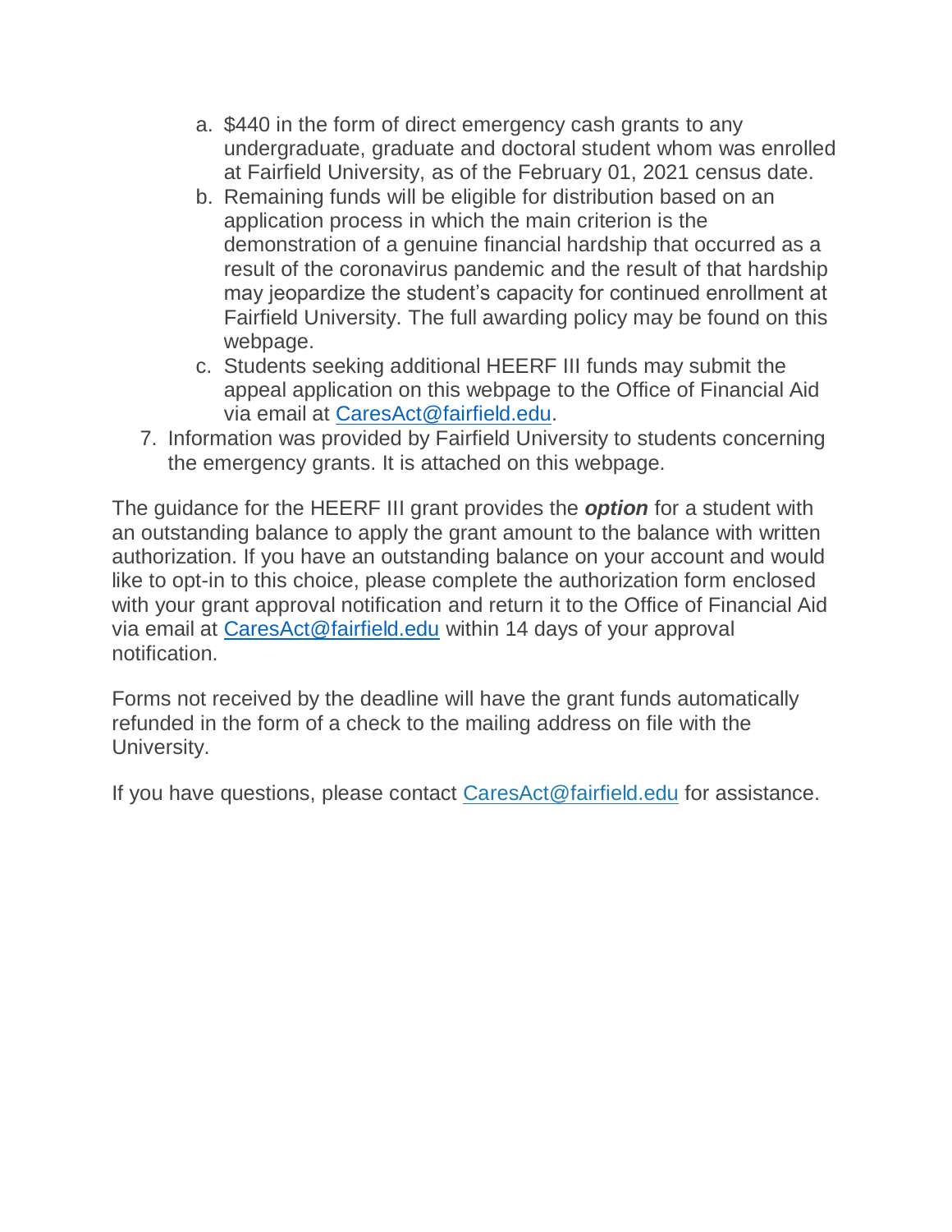a. $440 in the form of direct emergency cash grants to any undergraduate, graduate and doctoral student whom was enrolled at Fairfield University, as of the February 01, 2021 census date.
   b. Remaining funds will be eligible for distribution based on an application process in which the main criterion is the demonstration of a genuine financial hardship that occurred as a result of the coronavirus pandemic and the result of that hardship may jeopardize the student's capacity for continued enrollment at Fairfield University. The full awarding policy may be found on this webpage.
   c. Students seeking additional HEERF III funds may submit the appeal application on this webpage to the Office of Financial Aid via email at [CaresAct@fairfield.edu](mailto:CaresAct@fairfield.edu).
7. Information was provided by Fairfield University to students concerning the emergency grants. It is attached on this webpage.

The guidance for the HEERF III grant provides the ***option*** for a student with an outstanding balance to apply the grant amount to the balance with written authorization. If you have an outstanding balance on your account and would like to opt-in to this choice, please complete the authorization form enclosed with your grant approval notification and return it to the Office of Financial Aid via email at [CaresAct@fairfield.edu](mailto:CaresAct@fairfield.edu) within 14 days of your approval notification.

Forms not received by the deadline will have the grant funds automatically refunded in the form of a check to the mailing address on file with the University.

If you have questions, please contact [CaresAct@fairfield.edu](mailto:CaresAct@fairfield.edu) for assistance.